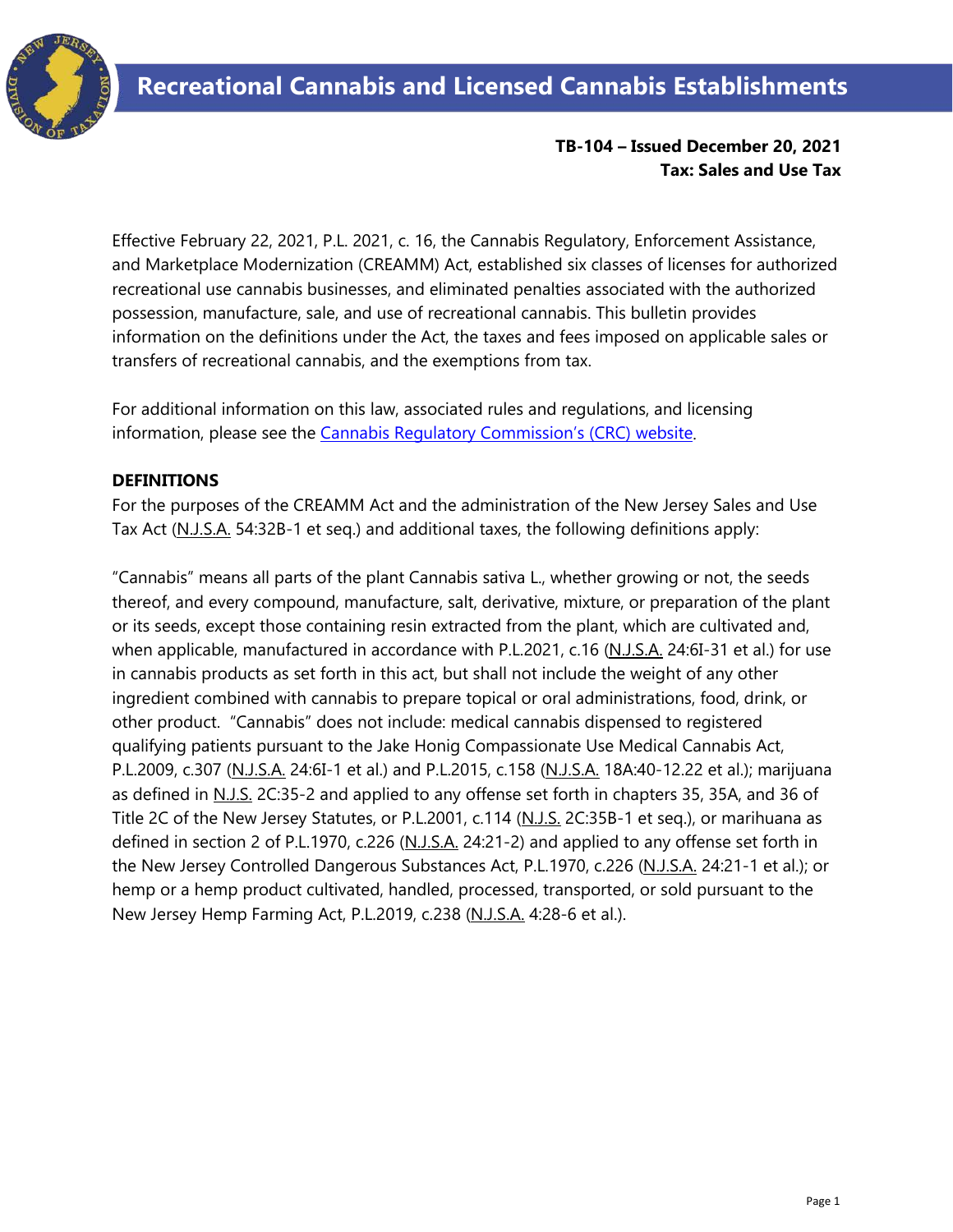# Recreational Cannabis and Licensed Cannabis Establishments

**TB-104 – Issued December 20, 2021**
**Tax: Sales and Use Tax**

Effective February 22, 2021, P.L. 2021, c. 16, the Cannabis Regulatory, Enforcement Assistance, and Marketplace Modernization (CREAMM) Act, established six classes of licenses for authorized recreational use cannabis businesses, and eliminated penalties associated with the authorized possession, manufacture, sale, and use of recreational cannabis. This bulletin provides information on the definitions under the Act, the taxes and fees imposed on applicable sales or transfers of recreational cannabis, and the exemptions from tax.

For additional information on this law, associated rules and regulations, and licensing information, please see the Cannabis Regulatory Commission's (CRC) website.

## DEFINITIONS

For the purposes of the CREAMM Act and the administration of the New Jersey Sales and Use Tax Act (N.J.S.A. 54:32B-1 et seq.) and additional taxes, the following definitions apply:

"Cannabis" means all parts of the plant Cannabis sativa L., whether growing or not, the seeds thereof, and every compound, manufacture, salt, derivative, mixture, or preparation of the plant or its seeds, except those containing resin extracted from the plant, which are cultivated and, when applicable, manufactured in accordance with P.L.2021, c.16 (N.J.S.A. 24:6I-31 et al.) for use in cannabis products as set forth in this act, but shall not include the weight of any other ingredient combined with cannabis to prepare topical or oral administrations, food, drink, or other product. "Cannabis" does not include: medical cannabis dispensed to registered qualifying patients pursuant to the Jake Honig Compassionate Use Medical Cannabis Act, P.L.2009, c.307 (N.J.S.A. 24:6I-1 et al.) and P.L.2015, c.158 (N.J.S.A. 18A:40-12.22 et al.); marijuana as defined in N.J.S. 2C:35-2 and applied to any offense set forth in chapters 35, 35A, and 36 of Title 2C of the New Jersey Statutes, or P.L.2001, c.114 (N.J.S. 2C:35B-1 et seq.), or marihuana as defined in section 2 of P.L.1970, c.226 (N.J.S.A. 24:21-2) and applied to any offense set forth in the New Jersey Controlled Dangerous Substances Act, P.L.1970, c.226 (N.J.S.A. 24:21-1 et al.); or hemp or a hemp product cultivated, handled, processed, transported, or sold pursuant to the New Jersey Hemp Farming Act, P.L.2019, c.238 (N.J.S.A. 4:28-6 et al.).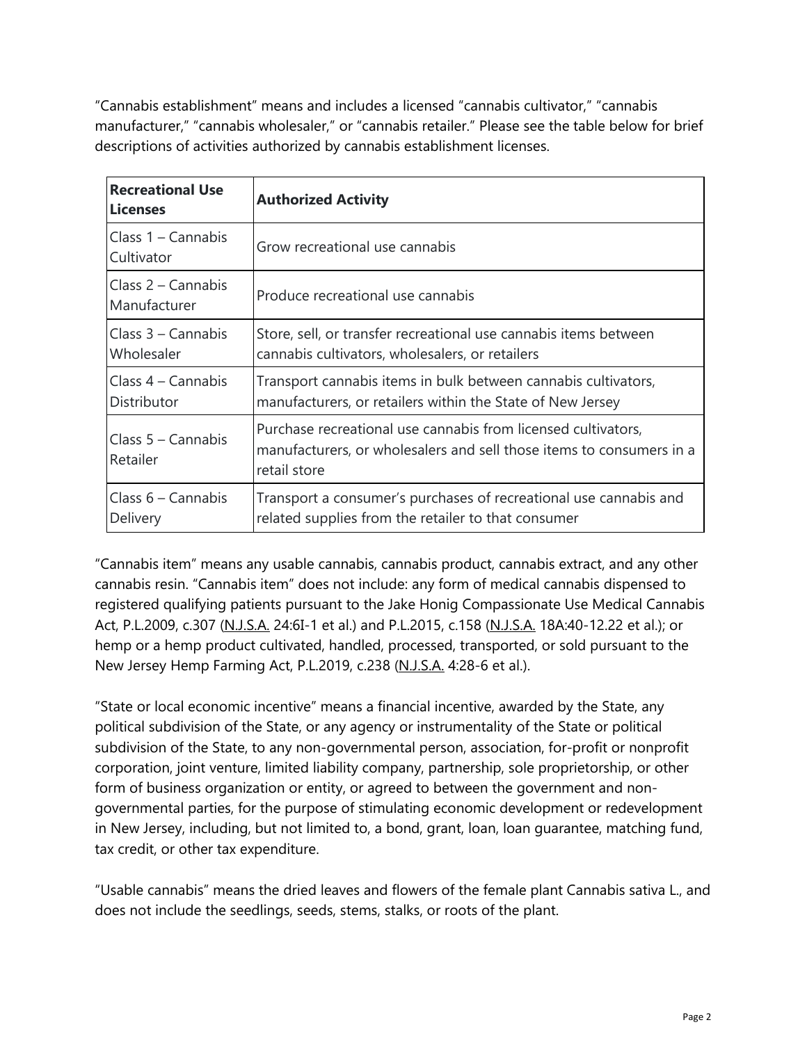"Cannabis establishment" means and includes a licensed "cannabis cultivator," "cannabis manufacturer," "cannabis wholesaler," or "cannabis retailer." Please see the table below for brief descriptions of activities authorized by cannabis establishment licenses.

| Recreational Use Licenses | Authorized Activity |
|---|---|
| Class 1 – Cannabis Cultivator | Grow recreational use cannabis |
| Class 2 – Cannabis Manufacturer | Produce recreational use cannabis |
| Class 3 – Cannabis Wholesaler | Store, sell, or transfer recreational use cannabis items between cannabis cultivators, wholesalers, or retailers |
| Class 4 – Cannabis Distributor | Transport cannabis items in bulk between cannabis cultivators, manufacturers, or retailers within the State of New Jersey |
| Class 5 – Cannabis Retailer | Purchase recreational use cannabis from licensed cultivators, manufacturers, or wholesalers and sell those items to consumers in a retail store |
| Class 6 – Cannabis Delivery | Transport a consumer's purchases of recreational use cannabis and related supplies from the retailer to that consumer |

"Cannabis item" means any usable cannabis, cannabis product, cannabis extract, and any other cannabis resin. "Cannabis item" does not include: any form of medical cannabis dispensed to registered qualifying patients pursuant to the Jake Honig Compassionate Use Medical Cannabis Act, P.L.2009, c.307 (N.J.S.A. 24:6I-1 et al.) and P.L.2015, c.158 (N.J.S.A. 18A:40-12.22 et al.); or hemp or a hemp product cultivated, handled, processed, transported, or sold pursuant to the New Jersey Hemp Farming Act, P.L.2019, c.238 (N.J.S.A. 4:28-6 et al.).

"State or local economic incentive" means a financial incentive, awarded by the State, any political subdivision of the State, or any agency or instrumentality of the State or political subdivision of the State, to any non-governmental person, association, for-profit or nonprofit corporation, joint venture, limited liability company, partnership, sole proprietorship, or other form of business organization or entity, or agreed to between the government and non-governmental parties, for the purpose of stimulating economic development or redevelopment in New Jersey, including, but not limited to, a bond, grant, loan, loan guarantee, matching fund, tax credit, or other tax expenditure.

"Usable cannabis" means the dried leaves and flowers of the female plant Cannabis sativa L., and does not include the seedlings, seeds, stems, stalks, or roots of the plant.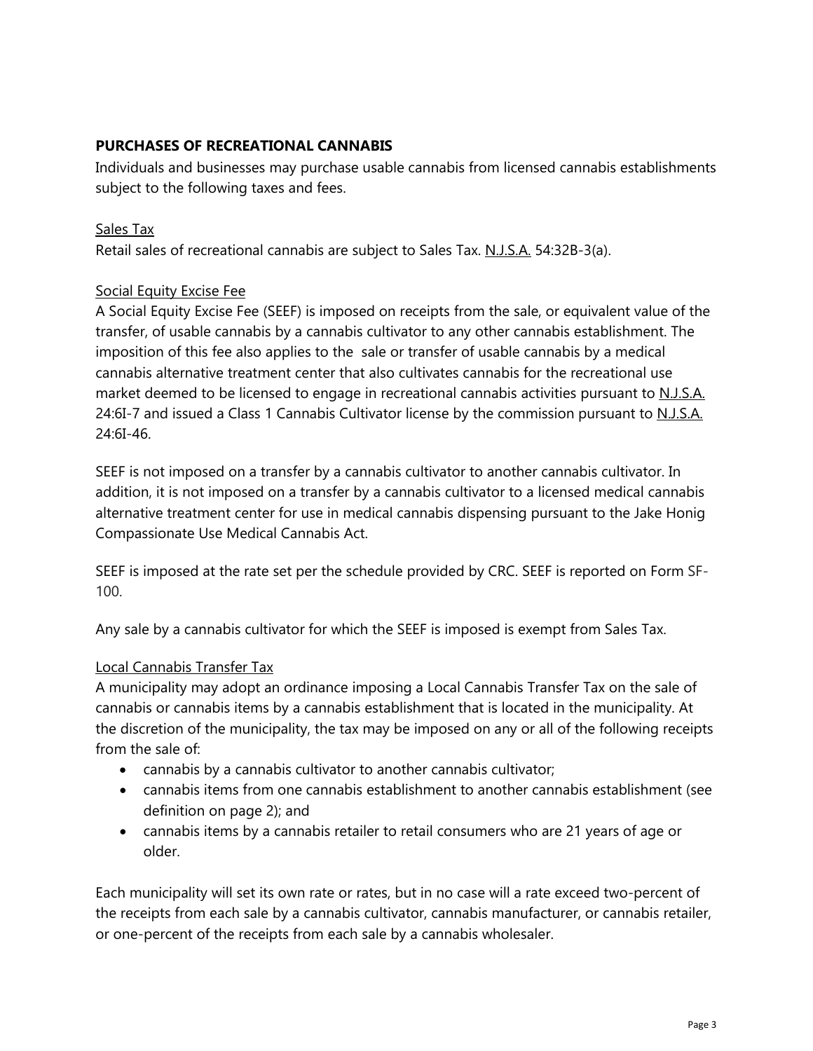## PURCHASES OF RECREATIONAL CANNABIS

Individuals and businesses may purchase usable cannabis from licensed cannabis establishments subject to the following taxes and fees.

### Sales Tax

Retail sales of recreational cannabis are subject to Sales Tax. N.J.S.A. 54:32B-3(a).

### Social Equity Excise Fee

A Social Equity Excise Fee (SEEF) is imposed on receipts from the sale, or equivalent value of the transfer, of usable cannabis by a cannabis cultivator to any other cannabis establishment. The imposition of this fee also applies to the sale or transfer of usable cannabis by a medical cannabis alternative treatment center that also cultivates cannabis for the recreational use market deemed to be licensed to engage in recreational cannabis activities pursuant to N.J.S.A. 24:6I-7 and issued a Class 1 Cannabis Cultivator license by the commission pursuant to N.J.S.A. 24:6I-46.

SEEF is not imposed on a transfer by a cannabis cultivator to another cannabis cultivator. In addition, it is not imposed on a transfer by a cannabis cultivator to a licensed medical cannabis alternative treatment center for use in medical cannabis dispensing pursuant to the Jake Honig Compassionate Use Medical Cannabis Act.

SEEF is imposed at the rate set per the schedule provided by CRC. SEEF is reported on Form SF-100.

Any sale by a cannabis cultivator for which the SEEF is imposed is exempt from Sales Tax.

### Local Cannabis Transfer Tax

A municipality may adopt an ordinance imposing a Local Cannabis Transfer Tax on the sale of cannabis or cannabis items by a cannabis establishment that is located in the municipality. At the discretion of the municipality, the tax may be imposed on any or all of the following receipts from the sale of:

- cannabis by a cannabis cultivator to another cannabis cultivator;
- cannabis items from one cannabis establishment to another cannabis establishment (see definition on page 2); and
- cannabis items by a cannabis retailer to retail consumers who are 21 years of age or older.

Each municipality will set its own rate or rates, but in no case will a rate exceed two-percent of the receipts from each sale by a cannabis cultivator, cannabis manufacturer, or cannabis retailer, or one-percent of the receipts from each sale by a cannabis wholesaler.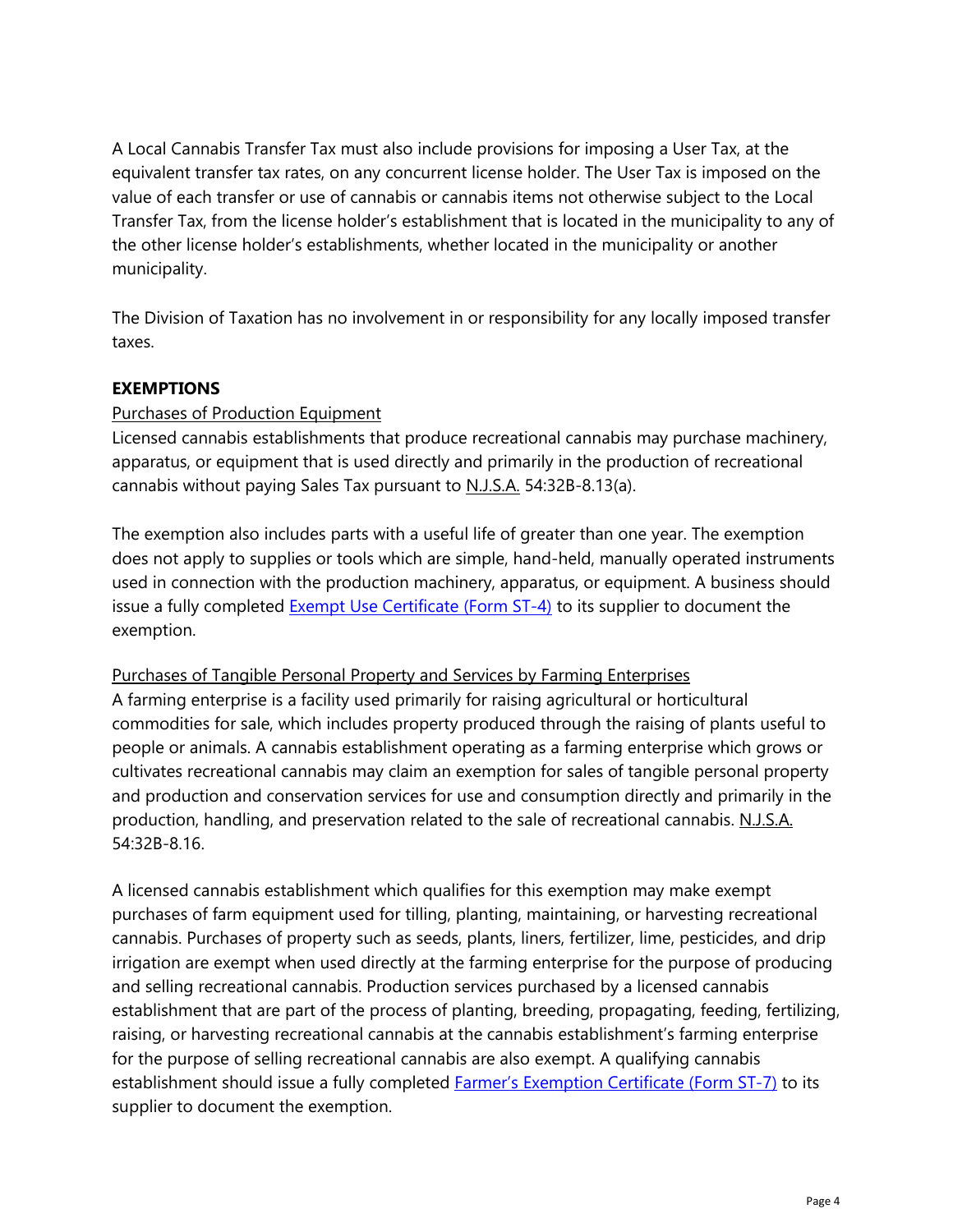A Local Cannabis Transfer Tax must also include provisions for imposing a User Tax, at the equivalent transfer tax rates, on any concurrent license holder. The User Tax is imposed on the value of each transfer or use of cannabis or cannabis items not otherwise subject to the Local Transfer Tax, from the license holder's establishment that is located in the municipality to any of the other license holder's establishments, whether located in the municipality or another municipality.

The Division of Taxation has no involvement in or responsibility for any locally imposed transfer taxes.

## EXEMPTIONS

Purchases of Production Equipment

Licensed cannabis establishments that produce recreational cannabis may purchase machinery, apparatus, or equipment that is used directly and primarily in the production of recreational cannabis without paying Sales Tax pursuant to N.J.S.A. 54:32B-8.13(a).

The exemption also includes parts with a useful life of greater than one year. The exemption does not apply to supplies or tools which are simple, hand-held, manually operated instruments used in connection with the production machinery, apparatus, or equipment. A business should issue a fully completed Exempt Use Certificate (Form ST-4) to its supplier to document the exemption.

Purchases of Tangible Personal Property and Services by Farming Enterprises

A farming enterprise is a facility used primarily for raising agricultural or horticultural commodities for sale, which includes property produced through the raising of plants useful to people or animals. A cannabis establishment operating as a farming enterprise which grows or cultivates recreational cannabis may claim an exemption for sales of tangible personal property and production and conservation services for use and consumption directly and primarily in the production, handling, and preservation related to the sale of recreational cannabis. N.J.S.A. 54:32B-8.16.

A licensed cannabis establishment which qualifies for this exemption may make exempt purchases of farm equipment used for tilling, planting, maintaining, or harvesting recreational cannabis. Purchases of property such as seeds, plants, liners, fertilizer, lime, pesticides, and drip irrigation are exempt when used directly at the farming enterprise for the purpose of producing and selling recreational cannabis. Production services purchased by a licensed cannabis establishment that are part of the process of planting, breeding, propagating, feeding, fertilizing, raising, or harvesting recreational cannabis at the cannabis establishment's farming enterprise for the purpose of selling recreational cannabis are also exempt. A qualifying cannabis establishment should issue a fully completed Farmer's Exemption Certificate (Form ST-7) to its supplier to document the exemption.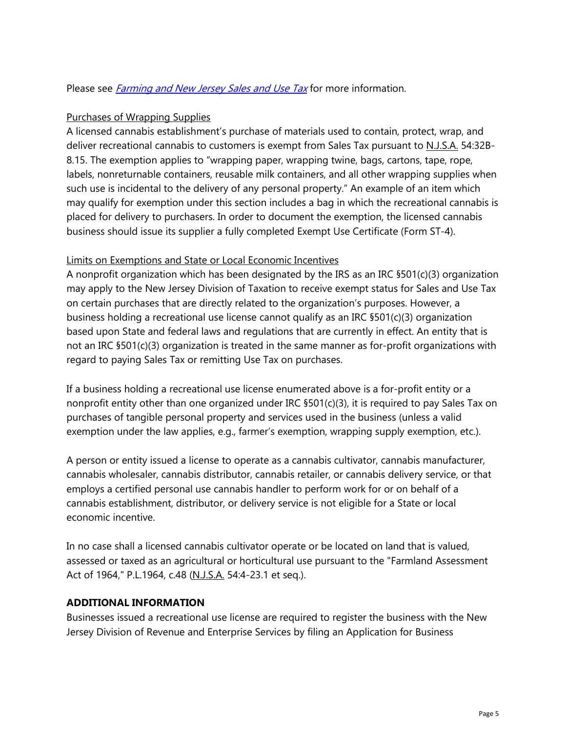Please see *Farming and New Jersey Sales and Use Tax* for more information.

Purchases of Wrapping Supplies

A licensed cannabis establishment's purchase of materials used to contain, protect, wrap, and deliver recreational cannabis to customers is exempt from Sales Tax pursuant to N.J.S.A. 54:32B-8.15. The exemption applies to "wrapping paper, wrapping twine, bags, cartons, tape, rope, labels, nonreturnable containers, reusable milk containers, and all other wrapping supplies when such use is incidental to the delivery of any personal property." An example of an item which may qualify for exemption under this section includes a bag in which the recreational cannabis is placed for delivery to purchasers. In order to document the exemption, the licensed cannabis business should issue its supplier a fully completed Exempt Use Certificate (Form ST-4).

Limits on Exemptions and State or Local Economic Incentives

A nonprofit organization which has been designated by the IRS as an IRC §501(c)(3) organization may apply to the New Jersey Division of Taxation to receive exempt status for Sales and Use Tax on certain purchases that are directly related to the organization's purposes. However, a business holding a recreational use license cannot qualify as an IRC §501(c)(3) organization based upon State and federal laws and regulations that are currently in effect. An entity that is not an IRC §501(c)(3) organization is treated in the same manner as for-profit organizations with regard to paying Sales Tax or remitting Use Tax on purchases.

If a business holding a recreational use license enumerated above is a for-profit entity or a nonprofit entity other than one organized under IRC §501(c)(3), it is required to pay Sales Tax on purchases of tangible personal property and services used in the business (unless a valid exemption under the law applies, e.g., farmer's exemption, wrapping supply exemption, etc.).

A person or entity issued a license to operate as a cannabis cultivator, cannabis manufacturer, cannabis wholesaler, cannabis distributor, cannabis retailer, or cannabis delivery service, or that employs a certified personal use cannabis handler to perform work for or on behalf of a cannabis establishment, distributor, or delivery service is not eligible for a State or local economic incentive.

In no case shall a licensed cannabis cultivator operate or be located on land that is valued, assessed or taxed as an agricultural or horticultural use pursuant to the "Farmland Assessment Act of 1964," P.L.1964, c.48 (N.J.S.A. 54:4-23.1 et seq.).

## ADDITIONAL INFORMATION

Businesses issued a recreational use license are required to register the business with the New Jersey Division of Revenue and Enterprise Services by filing an Application for Business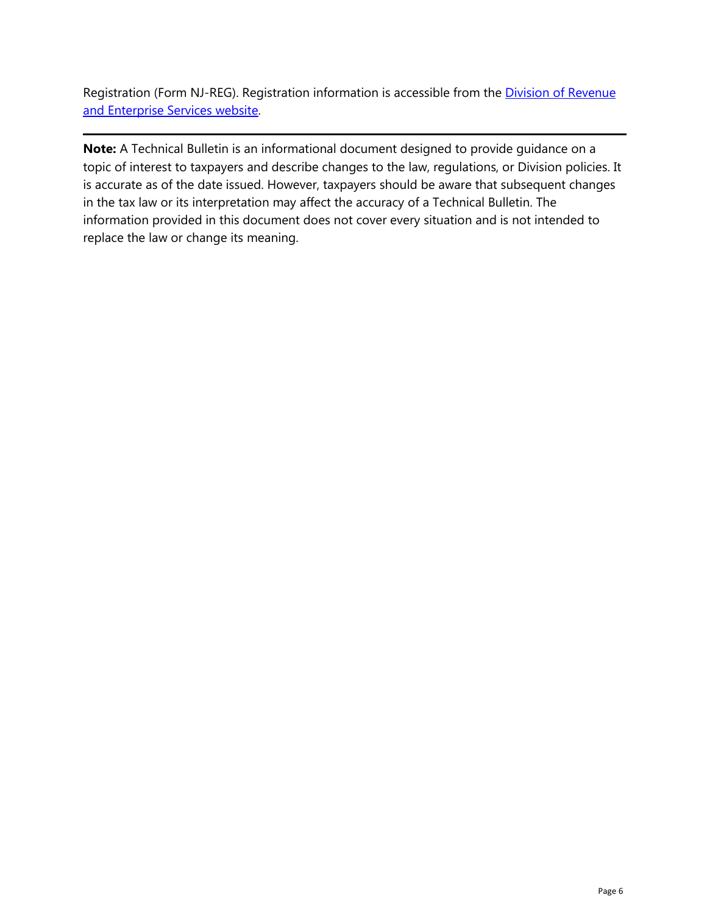Registration (Form NJ-REG). Registration information is accessible from the Division of Revenue and Enterprise Services website.

---

**Note:** A Technical Bulletin is an informational document designed to provide guidance on a topic of interest to taxpayers and describe changes to the law, regulations, or Division policies. It is accurate as of the date issued. However, taxpayers should be aware that subsequent changes in the tax law or its interpretation may affect the accuracy of a Technical Bulletin. The information provided in this document does not cover every situation and is not intended to replace the law or change its meaning.